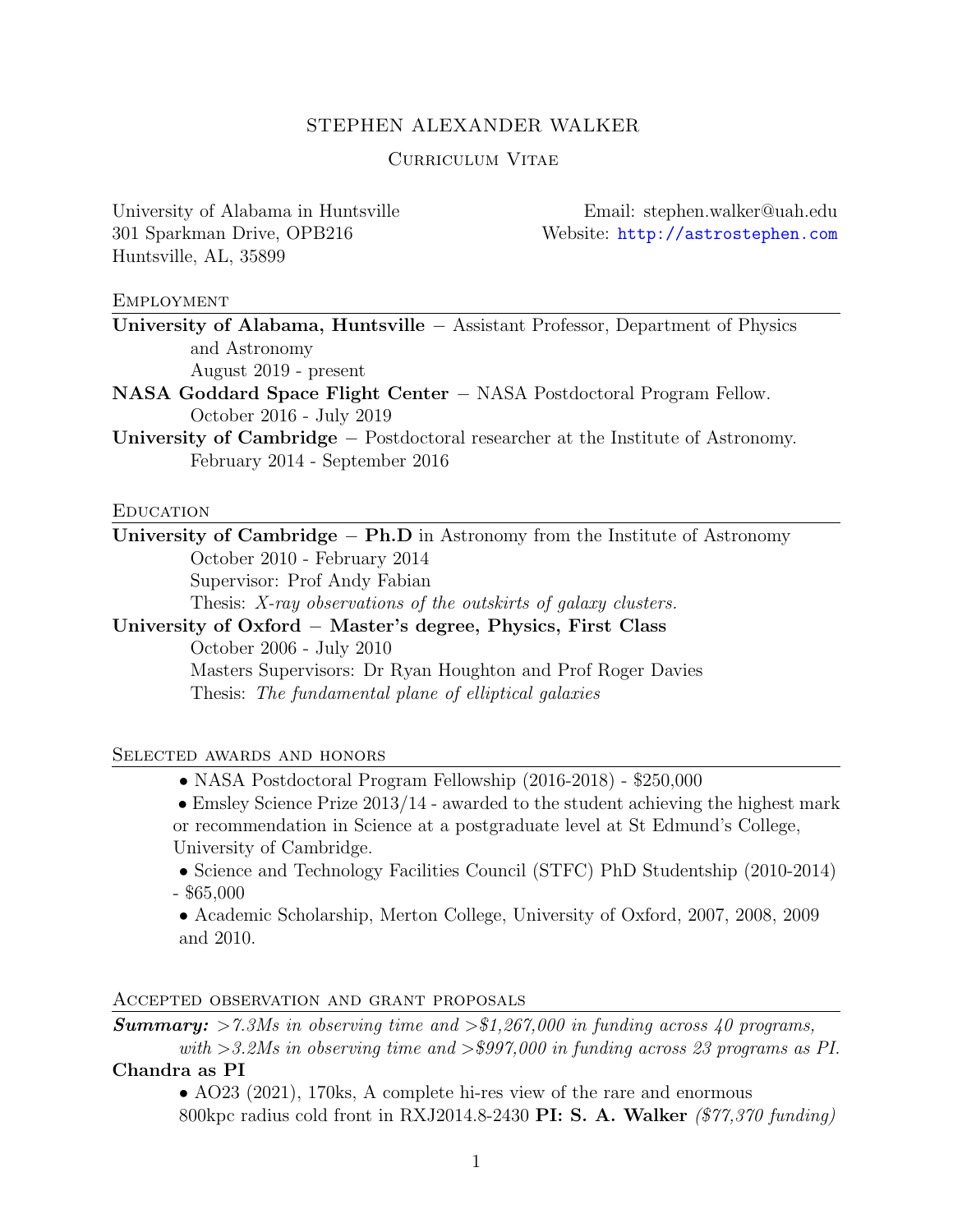# STEPHEN ALEXANDER WALKER

Curriculum Vitae

University of Alabama in Huntsville
301 Sparkman Drive, OPB216
Huntsville, AL, 35899

Email: stephen.walker@uah.edu
Website: http://astrostephen.com

## Employment

**University of Alabama, Huntsville** – Assistant Professor, Department of Physics and Astronomy
August 2019 - present

**NASA Goddard Space Flight Center** – NASA Postdoctoral Program Fellow.
October 2016 - July 2019

**University of Cambridge** – Postdoctoral researcher at the Institute of Astronomy.
February 2014 - September 2016

## Education

**University of Cambridge** – **Ph.D** in Astronomy from the Institute of Astronomy
October 2010 - February 2014
Supervisor: Prof Andy Fabian
Thesis: *X-ray observations of the outskirts of galaxy clusters.*

**University of Oxford** – **Master's degree, Physics, First Class**
October 2006 - July 2010
Masters Supervisors: Dr Ryan Houghton and Prof Roger Davies
Thesis: *The fundamental plane of elliptical galaxies*

## Selected awards and honors

- NASA Postdoctoral Program Fellowship (2016-2018) - $250,000
- Emsley Science Prize 2013/14 - awarded to the student achieving the highest mark or recommendation in Science at a postgraduate level at St Edmund's College, University of Cambridge.
- Science and Technology Facilities Council (STFC) PhD Studentship (2010-2014) - $65,000
- Academic Scholarship, Merton College, University of Oxford, 2007, 2008, 2009 and 2010.

## Accepted observation and grant proposals

***Summary:*** *>7.3Ms in observing time and >$1,267,000 in funding across 40 programs, with >3.2Ms in observing time and >$997,000 in funding across 23 programs as PI.*

**Chandra as PI**

- AO23 (2021), 170ks, A complete hi-res view of the rare and enormous 800kpc radius cold front in RXJ2014.8-2430 **PI: S. A. Walker** *($77,370 funding)*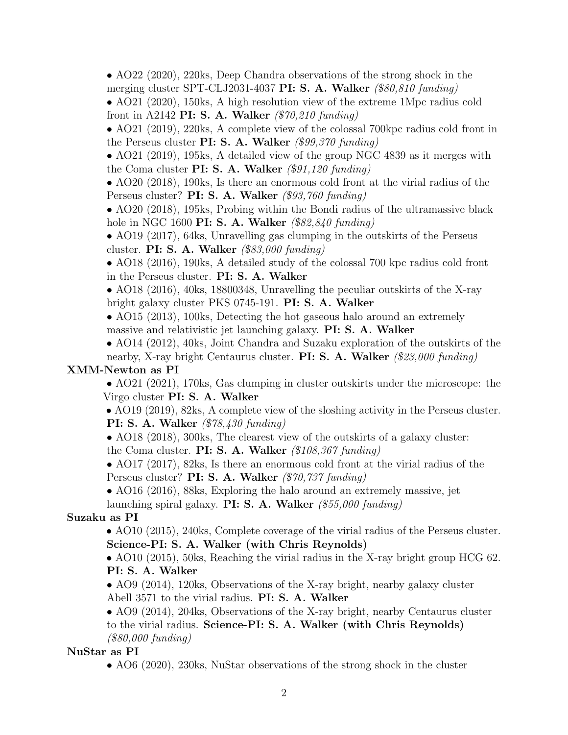- AO22 (2020), 220ks, Deep Chandra observations of the strong shock in the merging cluster SPT-CLJ2031-4037 **PI: S. A. Walker** *($80,810 funding)*
- AO21 (2020), 150ks, A high resolution view of the extreme 1Mpc radius cold front in A2142 **PI: S. A. Walker** *($70,210 funding)*
- AO21 (2019), 220ks, A complete view of the colossal 700kpc radius cold front in the Perseus cluster **PI: S. A. Walker** *($99,370 funding)*
- AO21 (2019), 195ks, A detailed view of the group NGC 4839 as it merges with the Coma cluster **PI: S. A. Walker** *($91,120 funding)*
- AO20 (2018), 190ks, Is there an enormous cold front at the virial radius of the Perseus cluster? **PI: S. A. Walker** *($93,760 funding)*
- AO20 (2018), 195ks, Probing within the Bondi radius of the ultramassive black hole in NGC 1600 **PI: S. A. Walker** *($82,840 funding)*
- AO19 (2017), 64ks, Unravelling gas clumping in the outskirts of the Perseus cluster. **PI: S. A. Walker** *($83,000 funding)*
- AO18 (2016), 190ks, A detailed study of the colossal 700 kpc radius cold front in the Perseus cluster. **PI: S. A. Walker**
- AO18 (2016), 40ks, 18800348, Unravelling the peculiar outskirts of the X-ray bright galaxy cluster PKS 0745-191. **PI: S. A. Walker**
- AO15 (2013), 100ks, Detecting the hot gaseous halo around an extremely massive and relativistic jet launching galaxy. **PI: S. A. Walker**
- AO14 (2012), 40ks, Joint Chandra and Suzaku exploration of the outskirts of the nearby, X-ray bright Centaurus cluster. **PI: S. A. Walker** *($23,000 funding)*

**XMM-Newton as PI**

- AO21 (2021), 170ks, Gas clumping in cluster outskirts under the microscope: the Virgo cluster **PI: S. A. Walker**
- AO19 (2019), 82ks, A complete view of the sloshing activity in the Perseus cluster. **PI: S. A. Walker** *($78,430 funding)*
- AO18 (2018), 300ks, The clearest view of the outskirts of a galaxy cluster: the Coma cluster. **PI: S. A. Walker** *($108,367 funding)*
- AO17 (2017), 82ks, Is there an enormous cold front at the virial radius of the Perseus cluster? **PI: S. A. Walker** *($70,737 funding)*
- AO16 (2016), 88ks, Exploring the halo around an extremely massive, jet launching spiral galaxy. **PI: S. A. Walker** *($55,000 funding)*

**Suzaku as PI**

- AO10 (2015), 240ks, Complete coverage of the virial radius of the Perseus cluster. **Science-PI: S. A. Walker (with Chris Reynolds)**
- AO10 (2015), 50ks, Reaching the virial radius in the X-ray bright group HCG 62. **PI: S. A. Walker**
- AO9 (2014), 120ks, Observations of the X-ray bright, nearby galaxy cluster Abell 3571 to the virial radius. **PI: S. A. Walker**
- AO9 (2014), 204ks, Observations of the X-ray bright, nearby Centaurus cluster to the virial radius. **Science-PI: S. A. Walker (with Chris Reynolds)** *($80,000 funding)*

**NuStar as PI**

- AO6 (2020), 230ks, NuStar observations of the strong shock in the cluster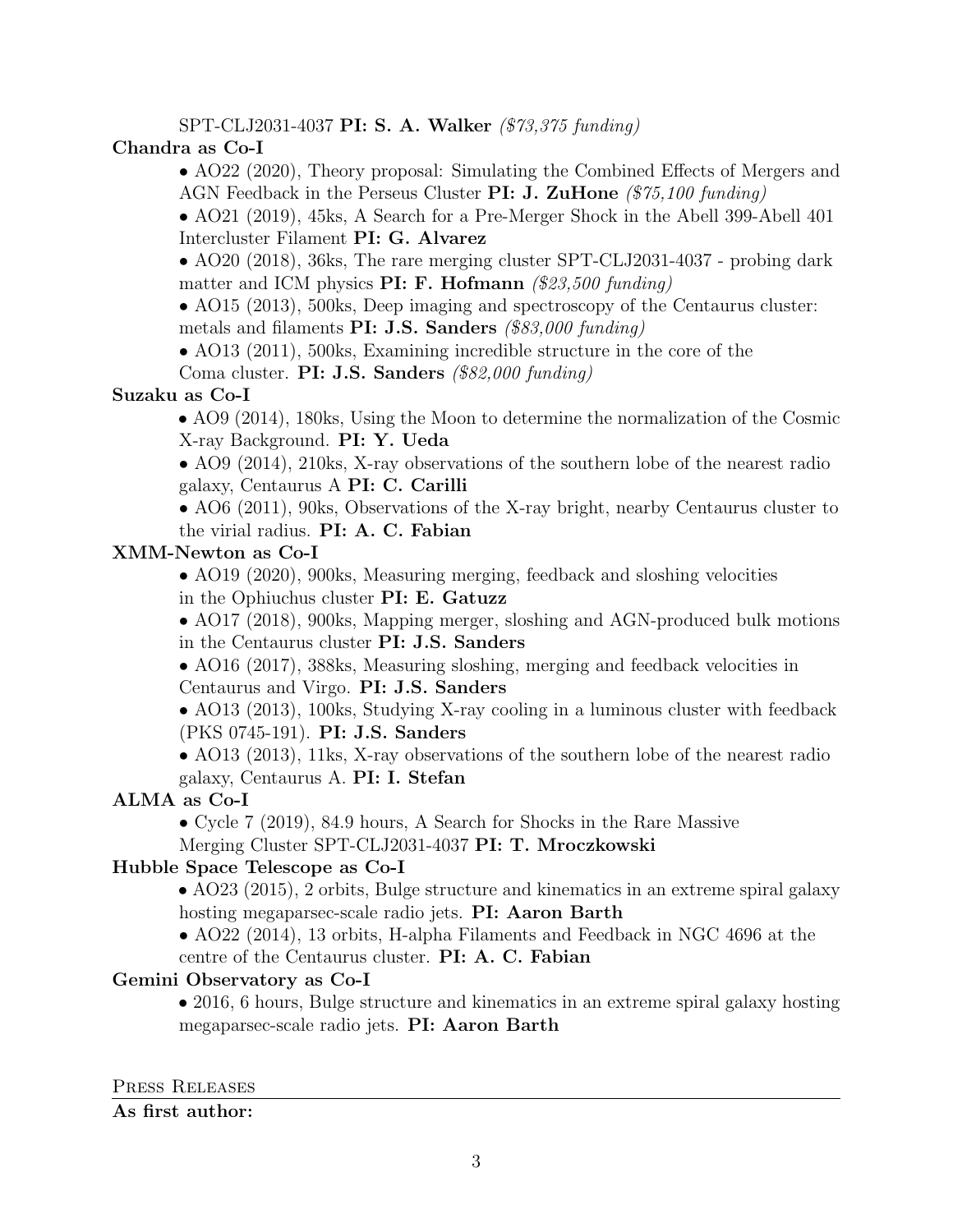SPT-CLJ2031-4037 **PI: S. A. Walker** *($73,375 funding)*

**Chandra as Co-I**

- AO22 (2020), Theory proposal: Simulating the Combined Effects of Mergers and AGN Feedback in the Perseus Cluster **PI: J. ZuHone** *($75,100 funding)*
- AO21 (2019), 45ks, A Search for a Pre-Merger Shock in the Abell 399-Abell 401 Intercluster Filament **PI: G. Alvarez**
- AO20 (2018), 36ks, The rare merging cluster SPT-CLJ2031-4037 - probing dark matter and ICM physics **PI: F. Hofmann** *($23,500 funding)*
- AO15 (2013), 500ks, Deep imaging and spectroscopy of the Centaurus cluster: metals and filaments **PI: J.S. Sanders** *($83,000 funding)*
- AO13 (2011), 500ks, Examining incredible structure in the core of the Coma cluster. **PI: J.S. Sanders** *($82,000 funding)*

**Suzaku as Co-I**

- AO9 (2014), 180ks, Using the Moon to determine the normalization of the Cosmic X-ray Background. **PI: Y. Ueda**
- AO9 (2014), 210ks, X-ray observations of the southern lobe of the nearest radio galaxy, Centaurus A **PI: C. Carilli**
- AO6 (2011), 90ks, Observations of the X-ray bright, nearby Centaurus cluster to the virial radius. **PI: A. C. Fabian**

**XMM-Newton as Co-I**

- AO19 (2020), 900ks, Measuring merging, feedback and sloshing velocities in the Ophiuchus cluster **PI: E. Gatuzz**
- AO17 (2018), 900ks, Mapping merger, sloshing and AGN-produced bulk motions in the Centaurus cluster **PI: J.S. Sanders**
- AO16 (2017), 388ks, Measuring sloshing, merging and feedback velocities in Centaurus and Virgo. **PI: J.S. Sanders**
- AO13 (2013), 100ks, Studying X-ray cooling in a luminous cluster with feedback (PKS 0745-191). **PI: J.S. Sanders**
- AO13 (2013), 11ks, X-ray observations of the southern lobe of the nearest radio galaxy, Centaurus A. **PI: I. Stefan**

**ALMA as Co-I**

- Cycle 7 (2019), 84.9 hours, A Search for Shocks in the Rare Massive Merging Cluster SPT-CLJ2031-4037 **PI: T. Mroczkowski**

**Hubble Space Telescope as Co-I**

- AO23 (2015), 2 orbits, Bulge structure and kinematics in an extreme spiral galaxy hosting megaparsec-scale radio jets. **PI: Aaron Barth**
- AO22 (2014), 13 orbits, H-alpha Filaments and Feedback in NGC 4696 at the centre of the Centaurus cluster. **PI: A. C. Fabian**

**Gemini Observatory as Co-I**

- 2016, 6 hours, Bulge structure and kinematics in an extreme spiral galaxy hosting megaparsec-scale radio jets. **PI: Aaron Barth**

## Press Releases

**As first author:**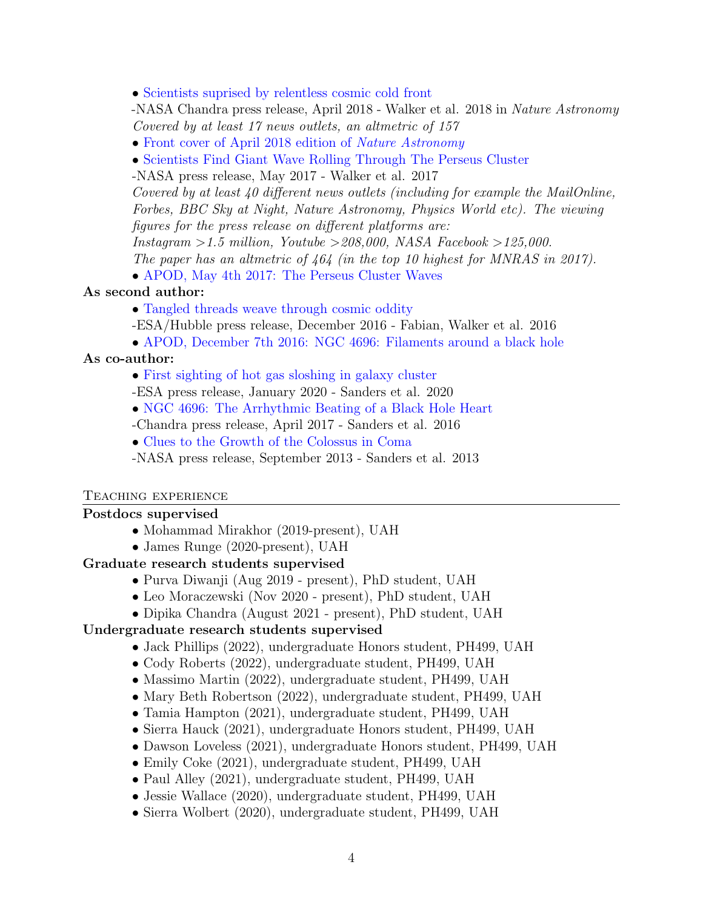- Scientists suprised by relentless cosmic cold front

  -NASA Chandra press release, April 2018 - Walker et al. 2018 in *Nature Astronomy*

  *Covered by at least 17 news outlets, an altmetric of 157*
- Front cover of April 2018 edition of *Nature Astronomy*
- Scientists Find Giant Wave Rolling Through The Perseus Cluster

  -NASA press release, May 2017 - Walker et al. 2017

  *Covered by at least 40 different news outlets (including for example the MailOnline, Forbes, BBC Sky at Night, Nature Astronomy, Physics World etc). The viewing figures for the press release on different platforms are:*

  *Instagram >1.5 million, Youtube >208,000, NASA Facebook >125,000.*

  *The paper has an altmetric of 464 (in the top 10 highest for MNRAS in 2017).*
- APOD, May 4th 2017: The Perseus Cluster Waves

**As second author:**

- Tangled threads weave through cosmic oddity

  -ESA/Hubble press release, December 2016 - Fabian, Walker et al. 2016
- APOD, December 7th 2016: NGC 4696: Filaments around a black hole

**As co-author:**

- First sighting of hot gas sloshing in galaxy cluster

  -ESA press release, January 2020 - Sanders et al. 2020
- NGC 4696: The Arrhythmic Beating of a Black Hole Heart

  -Chandra press release, April 2017 - Sanders et al. 2016
- Clues to the Growth of the Colossus in Coma

  -NASA press release, September 2013 - Sanders et al. 2013

## Teaching experience

**Postdocs supervised**

- Mohammad Mirakhor (2019-present), UAH
- James Runge (2020-present), UAH

**Graduate research students supervised**

- Purva Diwanji (Aug 2019 - present), PhD student, UAH
- Leo Moraczewski (Nov 2020 - present), PhD student, UAH
- Dipika Chandra (August 2021 - present), PhD student, UAH

**Undergraduate research students supervised**

- Jack Phillips (2022), undergraduate Honors student, PH499, UAH
- Cody Roberts (2022), undergraduate student, PH499, UAH
- Massimo Martin (2022), undergraduate student, PH499, UAH
- Mary Beth Robertson (2022), undergraduate student, PH499, UAH
- Tamia Hampton (2021), undergraduate student, PH499, UAH
- Sierra Hauck (2021), undergraduate Honors student, PH499, UAH
- Dawson Loveless (2021), undergraduate Honors student, PH499, UAH
- Emily Coke (2021), undergraduate student, PH499, UAH
- Paul Alley (2021), undergraduate student, PH499, UAH
- Jessie Wallace (2020), undergraduate student, PH499, UAH
- Sierra Wolbert (2020), undergraduate student, PH499, UAH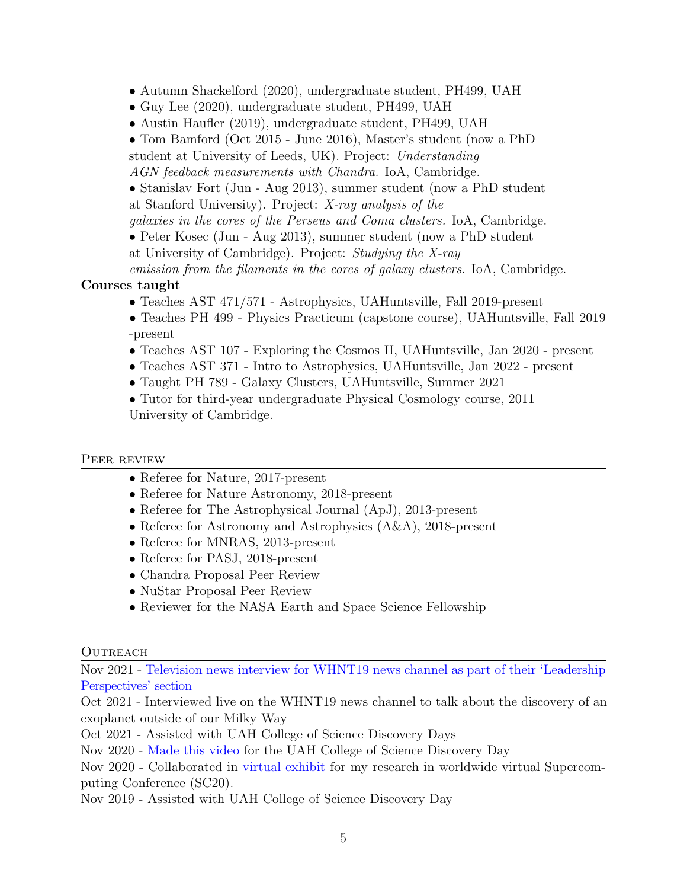- Autumn Shackelford (2020), undergraduate student, PH499, UAH
- Guy Lee (2020), undergraduate student, PH499, UAH
- Austin Haufler (2019), undergraduate student, PH499, UAH
- Tom Bamford (Oct 2015 - June 2016), Master's student (now a PhD student at University of Leeds, UK). Project: *Understanding AGN feedback measurements with Chandra.* IoA, Cambridge.
- Stanislav Fort (Jun - Aug 2013), summer student (now a PhD student at Stanford University). Project: *X-ray analysis of the galaxies in the cores of the Perseus and Coma clusters.* IoA, Cambridge.
- Peter Kosec (Jun - Aug 2013), summer student (now a PhD student at University of Cambridge). Project: *Studying the X-ray emission from the filaments in the cores of galaxy clusters.* IoA, Cambridge.

**Courses taught**

- Teaches AST 471/571 - Astrophysics, UAHuntsville, Fall 2019-present
- Teaches PH 499 - Physics Practicum (capstone course), UAHuntsville, Fall 2019 -present
- Teaches AST 107 - Exploring the Cosmos II, UAHuntsville, Jan 2020 - present
- Teaches AST 371 - Intro to Astrophysics, UAHuntsville, Jan 2022 - present
- Taught PH 789 - Galaxy Clusters, UAHuntsville, Summer 2021
- Tutor for third-year undergraduate Physical Cosmology course, 2011 University of Cambridge.

## Peer review

- Referee for Nature, 2017-present
- Referee for Nature Astronomy, 2018-present
- Referee for The Astrophysical Journal (ApJ), 2013-present
- Referee for Astronomy and Astrophysics (A&A), 2018-present
- Referee for MNRAS, 2013-present
- Referee for PASJ, 2018-present
- Chandra Proposal Peer Review
- NuStar Proposal Peer Review
- Reviewer for the NASA Earth and Space Science Fellowship

## Outreach

Nov 2021 - Television news interview for WHNT19 news channel as part of their 'Leadership Perspectives' section

Oct 2021 - Interviewed live on the WHNT19 news channel to talk about the discovery of an exoplanet outside of our Milky Way

Oct 2021 - Assisted with UAH College of Science Discovery Days

Nov 2020 - Made this video for the UAH College of Science Discovery Day

Nov 2020 - Collaborated in virtual exhibit for my research in worldwide virtual Supercomputing Conference (SC20).

Nov 2019 - Assisted with UAH College of Science Discovery Day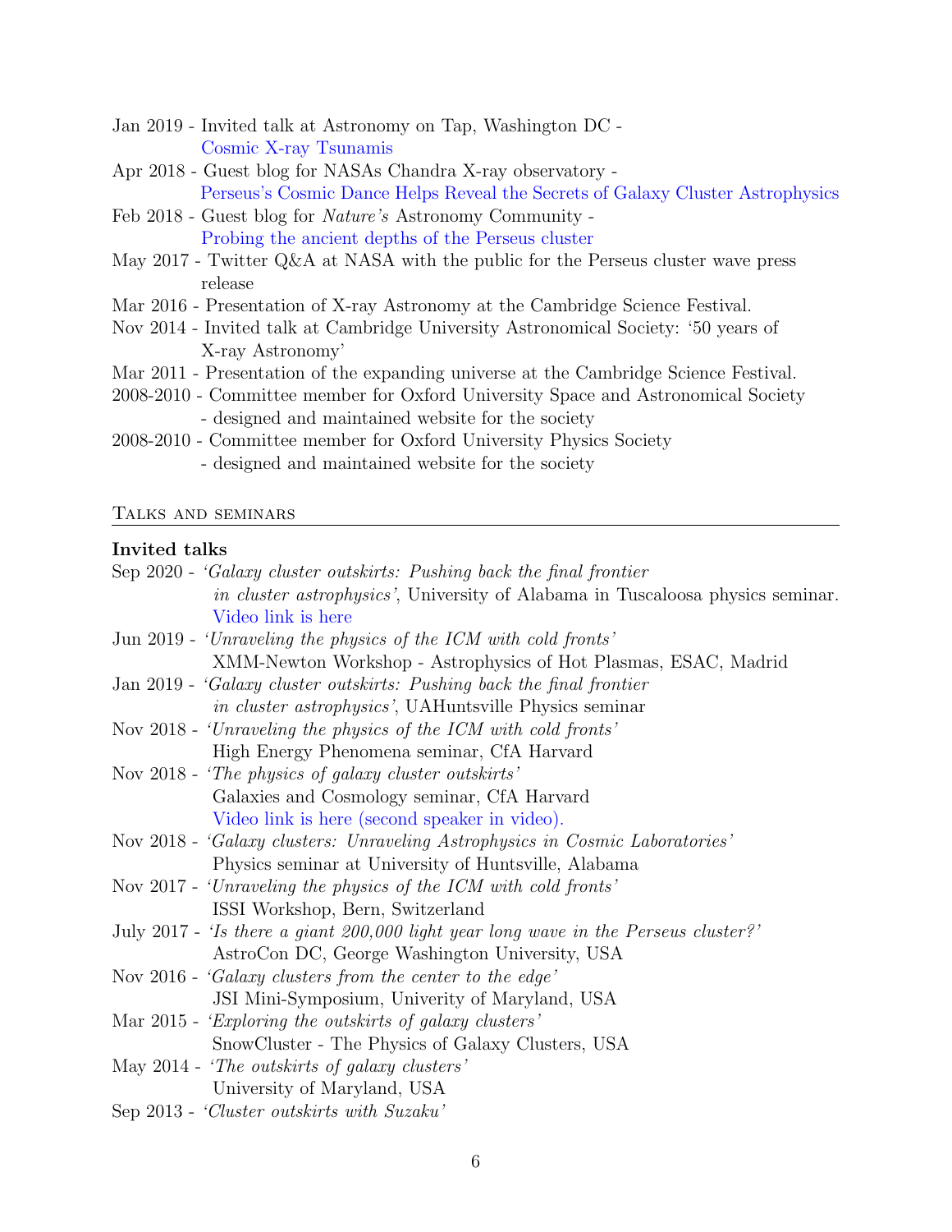- Jan 2019 - Invited talk at Astronomy on Tap, Washington DC - Cosmic X-ray Tsunamis
- Apr 2018 - Guest blog for NASAs Chandra X-ray observatory - Perseus's Cosmic Dance Helps Reveal the Secrets of Galaxy Cluster Astrophysics
- Feb 2018 - Guest blog for *Nature's* Astronomy Community - Probing the ancient depths of the Perseus cluster
- May 2017 - Twitter Q&A at NASA with the public for the Perseus cluster wave press release
- Mar 2016 - Presentation of X-ray Astronomy at the Cambridge Science Festival.
- Nov 2014 - Invited talk at Cambridge University Astronomical Society: '50 years of X-ray Astronomy'
- Mar 2011 - Presentation of the expanding universe at the Cambridge Science Festival.
- 2008-2010 - Committee member for Oxford University Space and Astronomical Society - designed and maintained website for the society
- 2008-2010 - Committee member for Oxford University Physics Society - designed and maintained website for the society

## Talks and seminars

### Invited talks

- Sep 2020 - *'Galaxy cluster outskirts: Pushing back the final frontier in cluster astrophysics'*, University of Alabama in Tuscaloosa physics seminar. Video link is here
- Jun 2019 - *'Unraveling the physics of the ICM with cold fronts'* XMM-Newton Workshop - Astrophysics of Hot Plasmas, ESAC, Madrid
- Jan 2019 - *'Galaxy cluster outskirts: Pushing back the final frontier in cluster astrophysics'*, UAHuntsville Physics seminar
- Nov 2018 - *'Unraveling the physics of the ICM with cold fronts'* High Energy Phenomena seminar, CfA Harvard
- Nov 2018 - *'The physics of galaxy cluster outskirts'* Galaxies and Cosmology seminar, CfA Harvard Video link is here (second speaker in video).
- Nov 2018 - *'Galaxy clusters: Unraveling Astrophysics in Cosmic Laboratories'* Physics seminar at University of Huntsville, Alabama
- Nov 2017 - *'Unraveling the physics of the ICM with cold fronts'* ISSI Workshop, Bern, Switzerland
- July 2017 - *'Is there a giant 200,000 light year long wave in the Perseus cluster?'* AstroCon DC, George Washington University, USA
- Nov 2016 - *'Galaxy clusters from the center to the edge'* JSI Mini-Symposium, Univerity of Maryland, USA
- Mar 2015 - *'Exploring the outskirts of galaxy clusters'* SnowCluster - The Physics of Galaxy Clusters, USA
- May 2014 - *'The outskirts of galaxy clusters'* University of Maryland, USA
- Sep 2013 - *'Cluster outskirts with Suzaku'*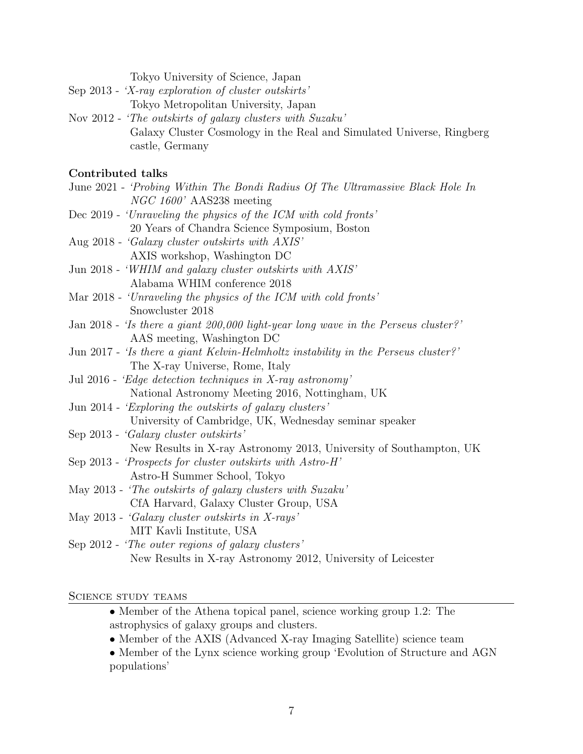Tokyo University of Science, Japan

Sep 2013 - *'X-ray exploration of cluster outskirts'*
Tokyo Metropolitan University, Japan

Nov 2012 - *'The outskirts of galaxy clusters with Suzaku'*
Galaxy Cluster Cosmology in the Real and Simulated Universe, Ringberg castle, Germany

**Contributed talks**

June 2021 - *'Probing Within The Bondi Radius Of The Ultramassive Black Hole In NGC 1600'* AAS238 meeting

Dec 2019 - *'Unraveling the physics of the ICM with cold fronts'*
20 Years of Chandra Science Symposium, Boston

Aug 2018 - *'Galaxy cluster outskirts with AXIS'*
AXIS workshop, Washington DC

Jun 2018 - *'WHIM and galaxy cluster outskirts with AXIS'*
Alabama WHIM conference 2018

Mar 2018 - *'Unraveling the physics of the ICM with cold fronts'*
Snowcluster 2018

Jan 2018 - *'Is there a giant 200,000 light-year long wave in the Perseus cluster?'*
AAS meeting, Washington DC

Jun 2017 - *'Is there a giant Kelvin-Helmholtz instability in the Perseus cluster?'*
The X-ray Universe, Rome, Italy

Jul 2016 - *'Edge detection techniques in X-ray astronomy'*
National Astronomy Meeting 2016, Nottingham, UK

Jun 2014 - *'Exploring the outskirts of galaxy clusters'*
University of Cambridge, UK, Wednesday seminar speaker

Sep 2013 - *'Galaxy cluster outskirts'*
New Results in X-ray Astronomy 2013, University of Southampton, UK

Sep 2013 - *'Prospects for cluster outskirts with Astro-H'*
Astro-H Summer School, Tokyo

May 2013 - *'The outskirts of galaxy clusters with Suzaku'*
CfA Harvard, Galaxy Cluster Group, USA

May 2013 - *'Galaxy cluster outskirts in X-rays'*
MIT Kavli Institute, USA

Sep 2012 - *'The outer regions of galaxy clusters'*
New Results in X-ray Astronomy 2012, University of Leicester

## Science study teams

- Member of the Athena topical panel, science working group 1.2: The astrophysics of galaxy groups and clusters.
- Member of the AXIS (Advanced X-ray Imaging Satellite) science team
- Member of the Lynx science working group 'Evolution of Structure and AGN populations'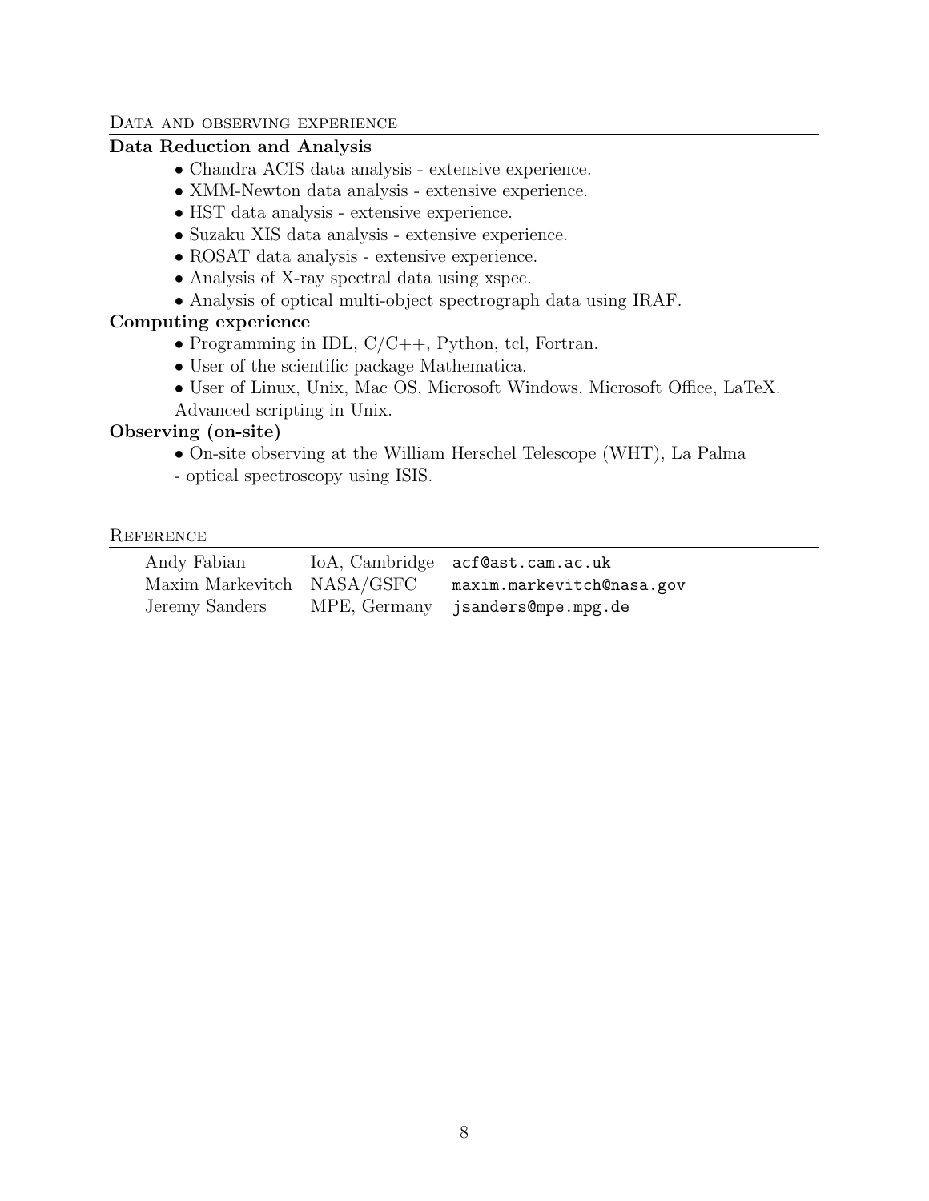## Data and observing experience

### Data Reduction and Analysis

- Chandra ACIS data analysis - extensive experience.
- XMM-Newton data analysis - extensive experience.
- HST data analysis - extensive experience.
- Suzaku XIS data analysis - extensive experience.
- ROSAT data analysis - extensive experience.
- Analysis of X-ray spectral data using xspec.
- Analysis of optical multi-object spectrograph data using IRAF.

### Computing experience

- Programming in IDL, C/C++, Python, tcl, Fortran.
- User of the scientific package Mathematica.
- User of Linux, Unix, Mac OS, Microsoft Windows, Microsoft Office, LaTeX. Advanced scripting in Unix.

### Observing (on-site)

- On-site observing at the William Herschel Telescope (WHT), La Palma - optical spectroscopy using ISIS.

## Reference

| | | |
|---|---|---|
| Andy Fabian | IoA, Cambridge | `acf@ast.cam.ac.uk` |
| Maxim Markevitch | NASA/GSFC | `maxim.markevitch@nasa.gov` |
| Jeremy Sanders | MPE, Germany | `jsanders@mpe.mpg.de` |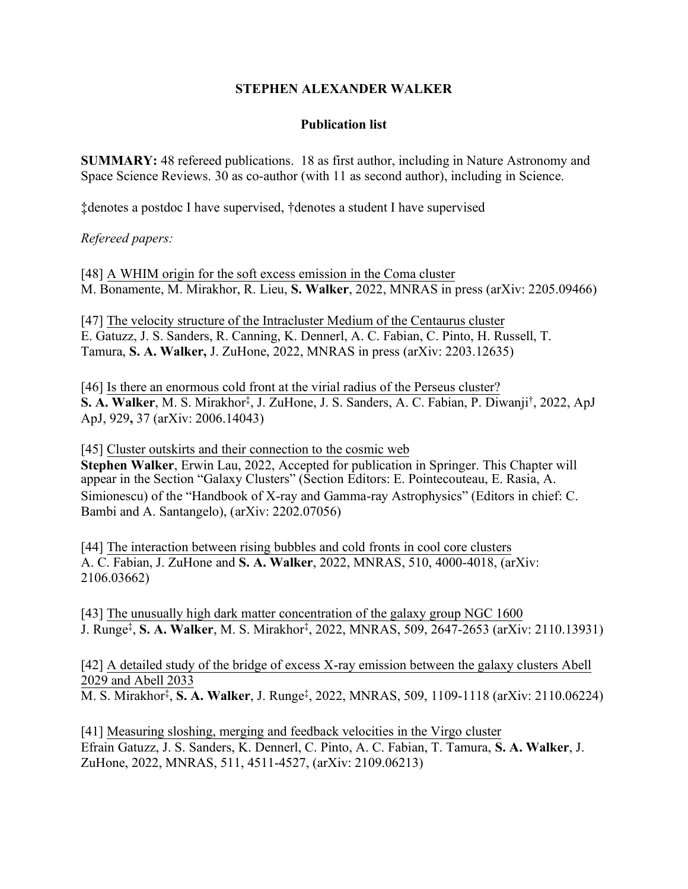# STEPHEN ALEXANDER WALKER

## Publication list

**SUMMARY:** 48 refereed publications. 18 as first author, including in Nature Astronomy and Space Science Reviews. 30 as co-author (with 11 as second author), including in Science.

‡denotes a postdoc I have supervised, †denotes a student I have supervised

*Refereed papers:*

[48] A WHIM origin for the soft excess emission in the Coma cluster
M. Bonamente, M. Mirakhor, R. Lieu, **S. Walker**, 2022, MNRAS in press (arXiv: 2205.09466)

[47] The velocity structure of the Intracluster Medium of the Centaurus cluster
E. Gatuzz, J. S. Sanders, R. Canning, K. Dennerl, A. C. Fabian, C. Pinto, H. Russell, T. Tamura, **S. A. Walker,** J. ZuHone, 2022, MNRAS in press (arXiv: 2203.12635)

[46] Is there an enormous cold front at the virial radius of the Perseus cluster?
**S. A. Walker**, M. S. Mirakhor‡, J. ZuHone, J. S. Sanders, A. C. Fabian, P. Diwanji†, 2022, ApJ ApJ, 929**,** 37 (arXiv: 2006.14043)

[45] Cluster outskirts and their connection to the cosmic web
**Stephen Walker**, Erwin Lau, 2022, Accepted for publication in Springer. This Chapter will appear in the Section "Galaxy Clusters" (Section Editors: E. Pointecouteau, E. Rasia, A. Simionescu) of the "Handbook of X-ray and Gamma-ray Astrophysics" (Editors in chief: C. Bambi and A. Santangelo), (arXiv: 2202.07056)

[44] The interaction between rising bubbles and cold fronts in cool core clusters
A. C. Fabian, J. ZuHone and **S. A. Walker**, 2022, MNRAS, 510, 4000-4018, (arXiv: 2106.03662)

[43] The unusually high dark matter concentration of the galaxy group NGC 1600
J. Runge‡, **S. A. Walker**, M. S. Mirakhor‡, 2022, MNRAS, 509, 2647-2653 (arXiv: 2110.13931)

[42] A detailed study of the bridge of excess X-ray emission between the galaxy clusters Abell 2029 and Abell 2033
M. S. Mirakhor‡, **S. A. Walker**, J. Runge‡, 2022, MNRAS, 509, 1109-1118 (arXiv: 2110.06224)

[41] Measuring sloshing, merging and feedback velocities in the Virgo cluster
Efrain Gatuzz, J. S. Sanders, K. Dennerl, C. Pinto, A. C. Fabian, T. Tamura, **S. A. Walker**, J. ZuHone, 2022, MNRAS, 511, 4511-4527, (arXiv: 2109.06213)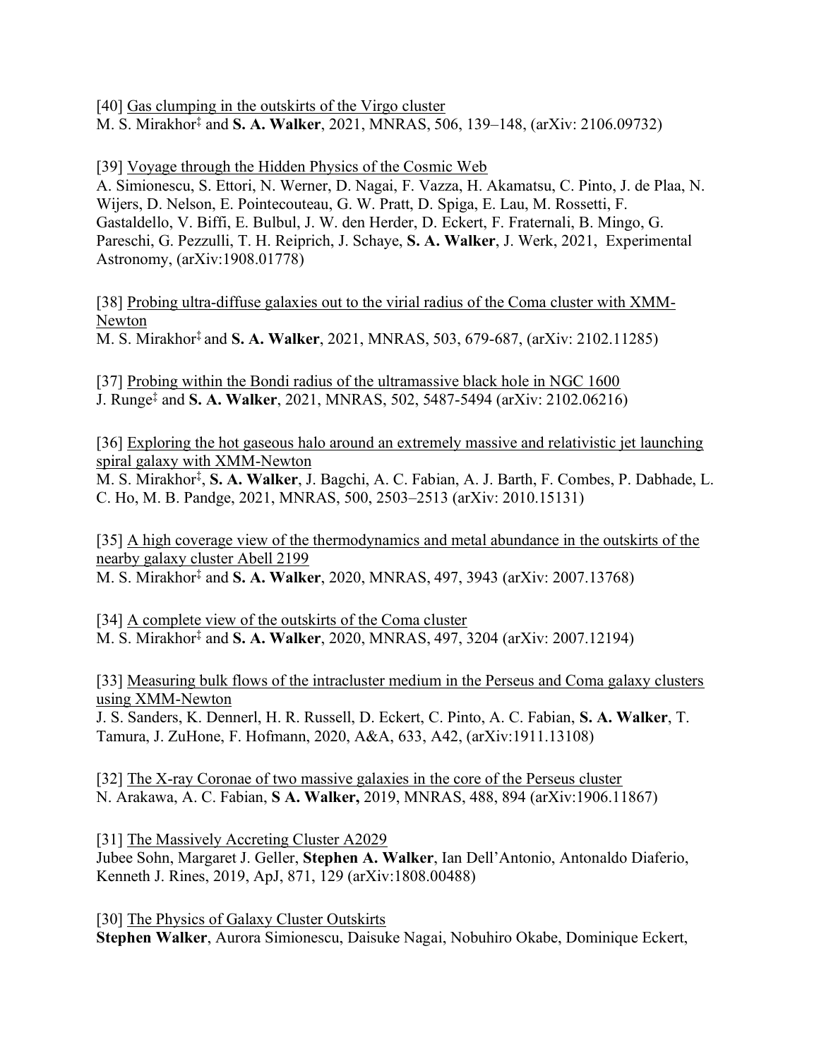[40] Gas clumping in the outskirts of the Virgo cluster
M. S. Mirakhor[‡] and **S. A. Walker**, 2021, MNRAS, 506, 139–148, (arXiv: 2106.09732)

[39] Voyage through the Hidden Physics of the Cosmic Web
A. Simionescu, S. Ettori, N. Werner, D. Nagai, F. Vazza, H. Akamatsu, C. Pinto, J. de Plaa, N. Wijers, D. Nelson, E. Pointecouteau, G. W. Pratt, D. Spiga, E. Lau, M. Rossetti, F. Gastaldello, V. Biffi, E. Bulbul, J. W. den Herder, D. Eckert, F. Fraternali, B. Mingo, G. Pareschi, G. Pezzulli, T. H. Reiprich, J. Schaye, **S. A. Walker**, J. Werk, 2021, Experimental Astronomy, (arXiv:1908.01778)

[38] Probing ultra-diffuse galaxies out to the virial radius of the Coma cluster with XMM-Newton
M. S. Mirakhor[‡] and **S. A. Walker**, 2021, MNRAS, 503, 679-687, (arXiv: 2102.11285)

[37] Probing within the Bondi radius of the ultramassive black hole in NGC 1600
J. Runge[‡] and **S. A. Walker**, 2021, MNRAS, 502, 5487-5494 (arXiv: 2102.06216)

[36] Exploring the hot gaseous halo around an extremely massive and relativistic jet launching spiral galaxy with XMM-Newton
M. S. Mirakhor[‡], **S. A. Walker**, J. Bagchi, A. C. Fabian, A. J. Barth, F. Combes, P. Dabhade, L. C. Ho, M. B. Pandge, 2021, MNRAS, 500, 2503–2513 (arXiv: 2010.15131)

[35] A high coverage view of the thermodynamics and metal abundance in the outskirts of the nearby galaxy cluster Abell 2199
M. S. Mirakhor[‡] and **S. A. Walker**, 2020, MNRAS, 497, 3943 (arXiv: 2007.13768)

[34] A complete view of the outskirts of the Coma cluster
M. S. Mirakhor[‡] and **S. A. Walker**, 2020, MNRAS, 497, 3204 (arXiv: 2007.12194)

[33] Measuring bulk flows of the intracluster medium in the Perseus and Coma galaxy clusters using XMM-Newton
J. S. Sanders, K. Dennerl, H. R. Russell, D. Eckert, C. Pinto, A. C. Fabian, **S. A. Walker**, T. Tamura, J. ZuHone, F. Hofmann, 2020, A&A, 633, A42, (arXiv:1911.13108)

[32] The X-ray Coronae of two massive galaxies in the core of the Perseus cluster
N. Arakawa, A. C. Fabian, **S A. Walker,** 2019, MNRAS, 488, 894 (arXiv:1906.11867)

[31] The Massively Accreting Cluster A2029
Jubee Sohn, Margaret J. Geller, **Stephen A. Walker**, Ian Dell'Antonio, Antonaldo Diaferio, Kenneth J. Rines, 2019, ApJ, 871, 129 (arXiv:1808.00488)

[30] The Physics of Galaxy Cluster Outskirts
**Stephen Walker**, Aurora Simionescu, Daisuke Nagai, Nobuhiro Okabe, Dominique Eckert,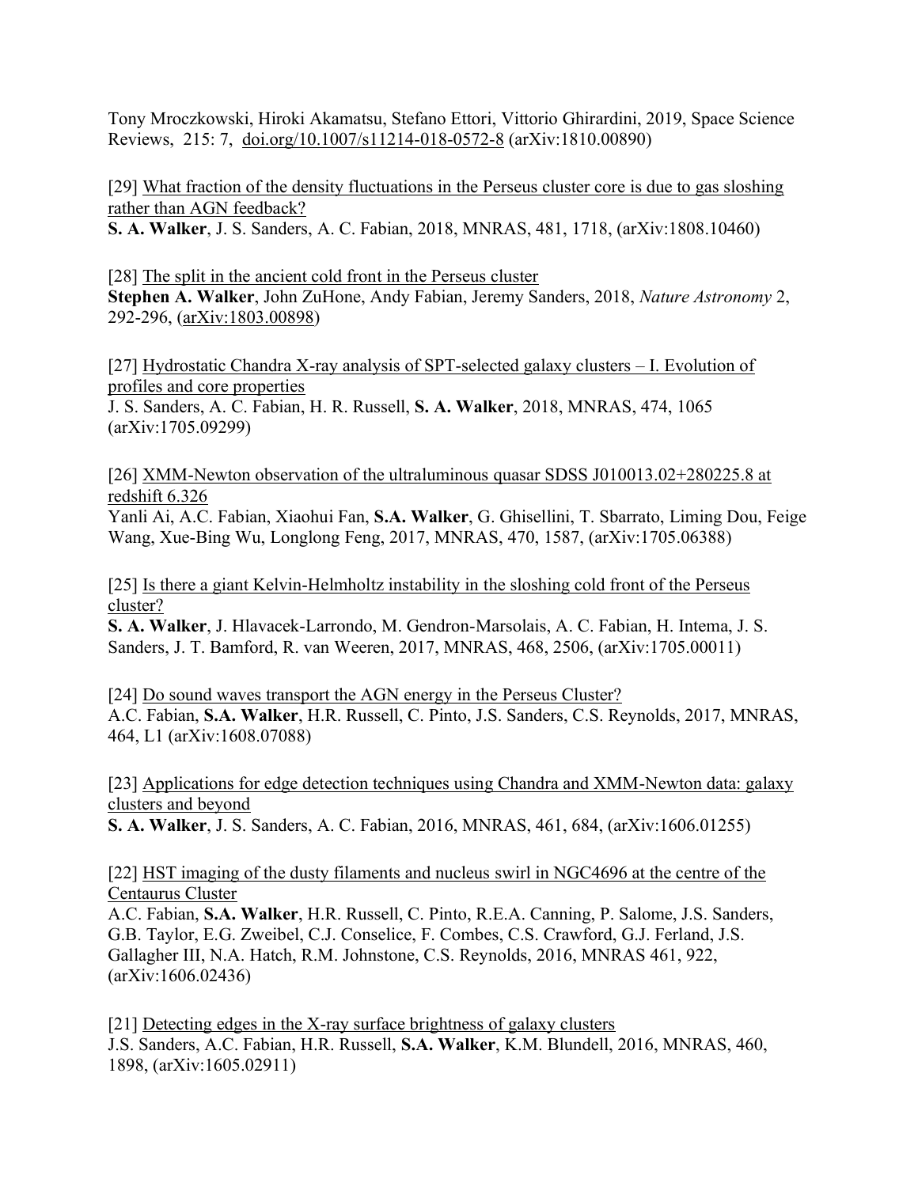Tony Mroczkowski, Hiroki Akamatsu, Stefano Ettori, Vittorio Ghirardini, 2019, Space Science Reviews, 215: 7, doi.org/10.1007/s11214-018-0572-8 (arXiv:1810.00890)

[29] What fraction of the density fluctuations in the Perseus cluster core is due to gas sloshing rather than AGN feedback?
**S. A. Walker**, J. S. Sanders, A. C. Fabian, 2018, MNRAS, 481, 1718, (arXiv:1808.10460)

[28] The split in the ancient cold front in the Perseus cluster
**Stephen A. Walker**, John ZuHone, Andy Fabian, Jeremy Sanders, 2018, *Nature Astronomy* 2, 292-296, (arXiv:1803.00898)

[27] Hydrostatic Chandra X-ray analysis of SPT-selected galaxy clusters – I. Evolution of profiles and core properties
J. S. Sanders, A. C. Fabian, H. R. Russell, **S. A. Walker**, 2018, MNRAS, 474, 1065 (arXiv:1705.09299)

[26] XMM-Newton observation of the ultraluminous quasar SDSS J010013.02+280225.8 at redshift 6.326
Yanli Ai, A.C. Fabian, Xiaohui Fan, **S.A. Walker**, G. Ghisellini, T. Sbarrato, Liming Dou, Feige Wang, Xue-Bing Wu, Longlong Feng, 2017, MNRAS, 470, 1587, (arXiv:1705.06388)

[25] Is there a giant Kelvin-Helmholtz instability in the sloshing cold front of the Perseus cluster?
**S. A. Walker**, J. Hlavacek-Larrondo, M. Gendron-Marsolais, A. C. Fabian, H. Intema, J. S. Sanders, J. T. Bamford, R. van Weeren, 2017, MNRAS, 468, 2506, (arXiv:1705.00011)

[24] Do sound waves transport the AGN energy in the Perseus Cluster?
A.C. Fabian, **S.A. Walker**, H.R. Russell, C. Pinto, J.S. Sanders, C.S. Reynolds, 2017, MNRAS, 464, L1 (arXiv:1608.07088)

[23] Applications for edge detection techniques using Chandra and XMM-Newton data: galaxy clusters and beyond
**S. A. Walker**, J. S. Sanders, A. C. Fabian, 2016, MNRAS, 461, 684, (arXiv:1606.01255)

[22] HST imaging of the dusty filaments and nucleus swirl in NGC4696 at the centre of the Centaurus Cluster
A.C. Fabian, **S.A. Walker**, H.R. Russell, C. Pinto, R.E.A. Canning, P. Salome, J.S. Sanders, G.B. Taylor, E.G. Zweibel, C.J. Conselice, F. Combes, C.S. Crawford, G.J. Ferland, J.S. Gallagher III, N.A. Hatch, R.M. Johnstone, C.S. Reynolds, 2016, MNRAS 461, 922, (arXiv:1606.02436)

[21] Detecting edges in the X-ray surface brightness of galaxy clusters
J.S. Sanders, A.C. Fabian, H.R. Russell, **S.A. Walker**, K.M. Blundell, 2016, MNRAS, 460, 1898, (arXiv:1605.02911)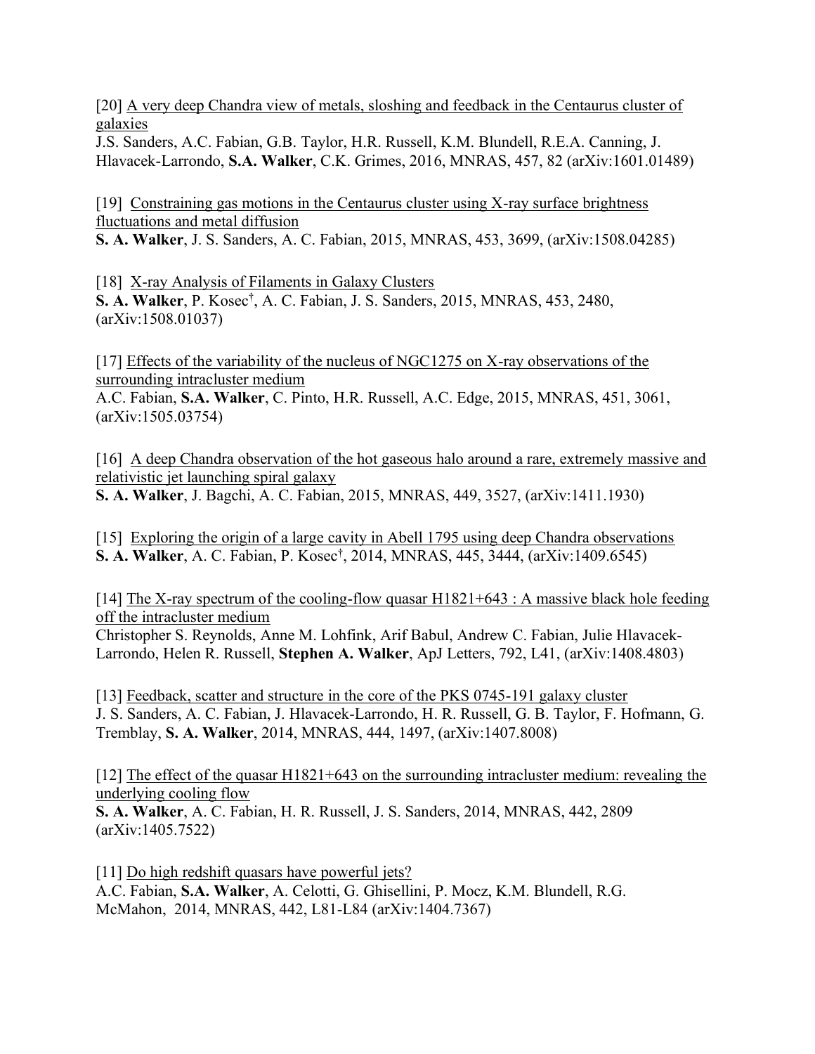[20] A very deep Chandra view of metals, sloshing and feedback in the Centaurus cluster of galaxies
J.S. Sanders, A.C. Fabian, G.B. Taylor, H.R. Russell, K.M. Blundell, R.E.A. Canning, J. Hlavacek-Larrondo, **S.A. Walker**, C.K. Grimes, 2016, MNRAS, 457, 82 (arXiv:1601.01489)

[19] Constraining gas motions in the Centaurus cluster using X-ray surface brightness fluctuations and metal diffusion
**S. A. Walker**, J. S. Sanders, A. C. Fabian, 2015, MNRAS, 453, 3699, (arXiv:1508.04285)

[18] X-ray Analysis of Filaments in Galaxy Clusters
**S. A. Walker**, P. Kosec†, A. C. Fabian, J. S. Sanders, 2015, MNRAS, 453, 2480, (arXiv:1508.01037)

[17] Effects of the variability of the nucleus of NGC1275 on X-ray observations of the surrounding intracluster medium
A.C. Fabian, **S.A. Walker**, C. Pinto, H.R. Russell, A.C. Edge, 2015, MNRAS, 451, 3061, (arXiv:1505.03754)

[16] A deep Chandra observation of the hot gaseous halo around a rare, extremely massive and relativistic jet launching spiral galaxy
**S. A. Walker**, J. Bagchi, A. C. Fabian, 2015, MNRAS, 449, 3527, (arXiv:1411.1930)

[15] Exploring the origin of a large cavity in Abell 1795 using deep Chandra observations
**S. A. Walker**, A. C. Fabian, P. Kosec†, 2014, MNRAS, 445, 3444, (arXiv:1409.6545)

[14] The X-ray spectrum of the cooling-flow quasar H1821+643 : A massive black hole feeding off the intracluster medium
Christopher S. Reynolds, Anne M. Lohfink, Arif Babul, Andrew C. Fabian, Julie Hlavacek-Larrondo, Helen R. Russell, **Stephen A. Walker**, ApJ Letters, 792, L41, (arXiv:1408.4803)

[13] Feedback, scatter and structure in the core of the PKS 0745-191 galaxy cluster
J. S. Sanders, A. C. Fabian, J. Hlavacek-Larrondo, H. R. Russell, G. B. Taylor, F. Hofmann, G. Tremblay, **S. A. Walker**, 2014, MNRAS, 444, 1497, (arXiv:1407.8008)

[12] The effect of the quasar H1821+643 on the surrounding intracluster medium: revealing the underlying cooling flow
**S. A. Walker**, A. C. Fabian, H. R. Russell, J. S. Sanders, 2014, MNRAS, 442, 2809 (arXiv:1405.7522)

[11] Do high redshift quasars have powerful jets?
A.C. Fabian, **S.A. Walker**, A. Celotti, G. Ghisellini, P. Mocz, K.M. Blundell, R.G. McMahon, 2014, MNRAS, 442, L81-L84 (arXiv:1404.7367)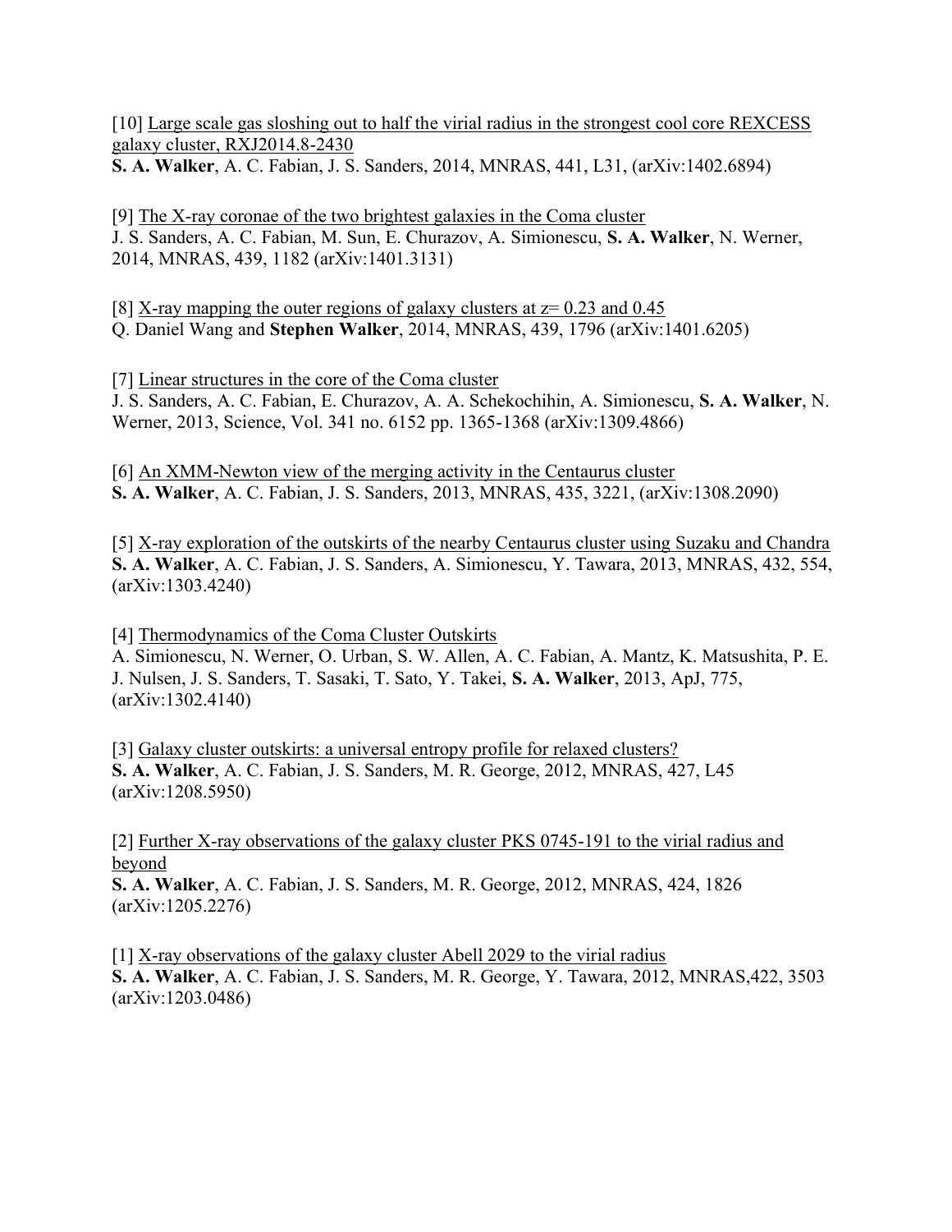[10] Large scale gas sloshing out to half the virial radius in the strongest cool core REXCESS galaxy cluster, RXJ2014.8-2430
**S. A. Walker**, A. C. Fabian, J. S. Sanders, 2014, MNRAS, 441, L31, (arXiv:1402.6894)

[9] The X-ray coronae of the two brightest galaxies in the Coma cluster
J. S. Sanders, A. C. Fabian, M. Sun, E. Churazov, A. Simionescu, **S. A. Walker**, N. Werner, 2014, MNRAS, 439, 1182 (arXiv:1401.3131)

[8] X-ray mapping the outer regions of galaxy clusters at $z= 0.23$ and 0.45
Q. Daniel Wang and **Stephen Walker**, 2014, MNRAS, 439, 1796 (arXiv:1401.6205)

[7] Linear structures in the core of the Coma cluster
J. S. Sanders, A. C. Fabian, E. Churazov, A. A. Schekochihin, A. Simionescu, **S. A. Walker**, N. Werner, 2013, Science, Vol. 341 no. 6152 pp. 1365-1368 (arXiv:1309.4866)

[6] An XMM-Newton view of the merging activity in the Centaurus cluster
**S. A. Walker**, A. C. Fabian, J. S. Sanders, 2013, MNRAS, 435, 3221, (arXiv:1308.2090)

[5] X-ray exploration of the outskirts of the nearby Centaurus cluster using Suzaku and Chandra
**S. A. Walker**, A. C. Fabian, J. S. Sanders, A. Simionescu, Y. Tawara, 2013, MNRAS, 432, 554, (arXiv:1303.4240)

[4] Thermodynamics of the Coma Cluster Outskirts
A. Simionescu, N. Werner, O. Urban, S. W. Allen, A. C. Fabian, A. Mantz, K. Matsushita, P. E. J. Nulsen, J. S. Sanders, T. Sasaki, T. Sato, Y. Takei, **S. A. Walker**, 2013, ApJ, 775, (arXiv:1302.4140)

[3] Galaxy cluster outskirts: a universal entropy profile for relaxed clusters?
**S. A. Walker**, A. C. Fabian, J. S. Sanders, M. R. George, 2012, MNRAS, 427, L45 (arXiv:1208.5950)

[2] Further X-ray observations of the galaxy cluster PKS 0745-191 to the virial radius and beyond
**S. A. Walker**, A. C. Fabian, J. S. Sanders, M. R. George, 2012, MNRAS, 424, 1826 (arXiv:1205.2276)

[1] X-ray observations of the galaxy cluster Abell 2029 to the virial radius
**S. A. Walker**, A. C. Fabian, J. S. Sanders, M. R. George, Y. Tawara, 2012, MNRAS,422, 3503 (arXiv:1203.0486)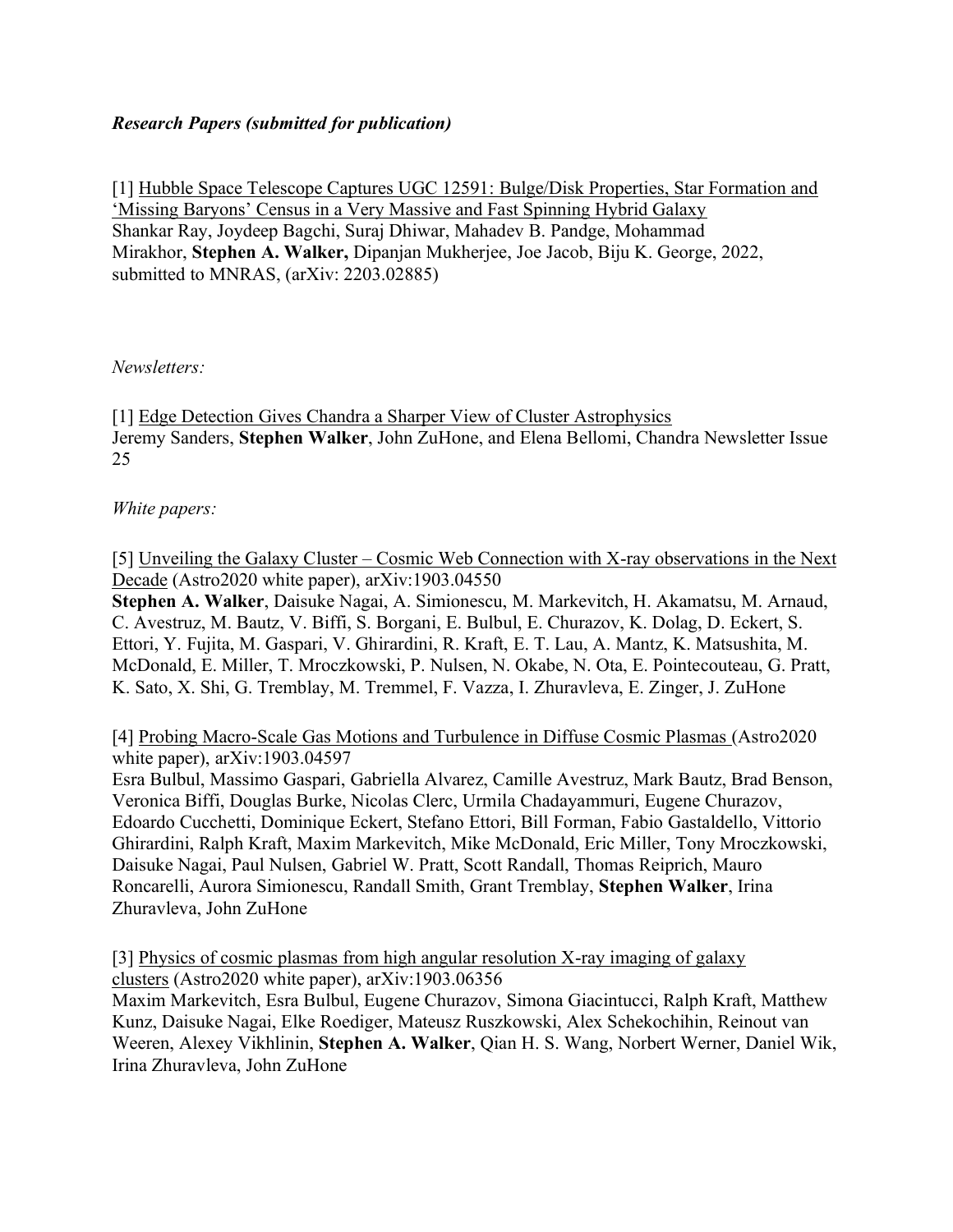***Research Papers (submitted for publication)***

[1] Hubble Space Telescope Captures UGC 12591: Bulge/Disk Properties, Star Formation and 'Missing Baryons' Census in a Very Massive and Fast Spinning Hybrid Galaxy
Shankar Ray, Joydeep Bagchi, Suraj Dhiwar, Mahadev B. Pandge, Mohammad Mirakhor, **Stephen A. Walker,** Dipanjan Mukherjee, Joe Jacob, Biju K. George, 2022, submitted to MNRAS, (arXiv: 2203.02885)

*Newsletters:*

[1] Edge Detection Gives Chandra a Sharper View of Cluster Astrophysics
Jeremy Sanders, **Stephen Walker**, John ZuHone, and Elena Bellomi, Chandra Newsletter Issue 25

*White papers:*

[5] Unveiling the Galaxy Cluster – Cosmic Web Connection with X-ray observations in the Next Decade (Astro2020 white paper), arXiv:1903.04550
**Stephen A. Walker**, Daisuke Nagai, A. Simionescu, M. Markevitch, H. Akamatsu, M. Arnaud, C. Avestruz, M. Bautz, V. Biffi, S. Borgani, E. Bulbul, E. Churazov, K. Dolag, D. Eckert, S. Ettori, Y. Fujita, M. Gaspari, V. Ghirardini, R. Kraft, E. T. Lau, A. Mantz, K. Matsushita, M. McDonald, E. Miller, T. Mroczkowski, P. Nulsen, N. Okabe, N. Ota, E. Pointecouteau, G. Pratt, K. Sato, X. Shi, G. Tremblay, M. Tremmel, F. Vazza, I. Zhuravleva, E. Zinger, J. ZuHone

[4] Probing Macro-Scale Gas Motions and Turbulence in Diffuse Cosmic Plasmas (Astro2020 white paper), arXiv:1903.04597
Esra Bulbul, Massimo Gaspari, Gabriella Alvarez, Camille Avestruz, Mark Bautz, Brad Benson, Veronica Biffi, Douglas Burke, Nicolas Clerc, Urmila Chadayammuri, Eugene Churazov, Edoardo Cucchetti, Dominique Eckert, Stefano Ettori, Bill Forman, Fabio Gastaldello, Vittorio Ghirardini, Ralph Kraft, Maxim Markevitch, Mike McDonald, Eric Miller, Tony Mroczkowski, Daisuke Nagai, Paul Nulsen, Gabriel W. Pratt, Scott Randall, Thomas Reiprich, Mauro Roncarelli, Aurora Simionescu, Randall Smith, Grant Tremblay, **Stephen Walker**, Irina Zhuravleva, John ZuHone

[3] Physics of cosmic plasmas from high angular resolution X-ray imaging of galaxy clusters (Astro2020 white paper), arXiv:1903.06356
Maxim Markevitch, Esra Bulbul, Eugene Churazov, Simona Giacintucci, Ralph Kraft, Matthew Kunz, Daisuke Nagai, Elke Roediger, Mateusz Ruszkowski, Alex Schekochihin, Reinout van Weeren, Alexey Vikhlinin, **Stephen A. Walker**, Qian H. S. Wang, Norbert Werner, Daniel Wik, Irina Zhuravleva, John ZuHone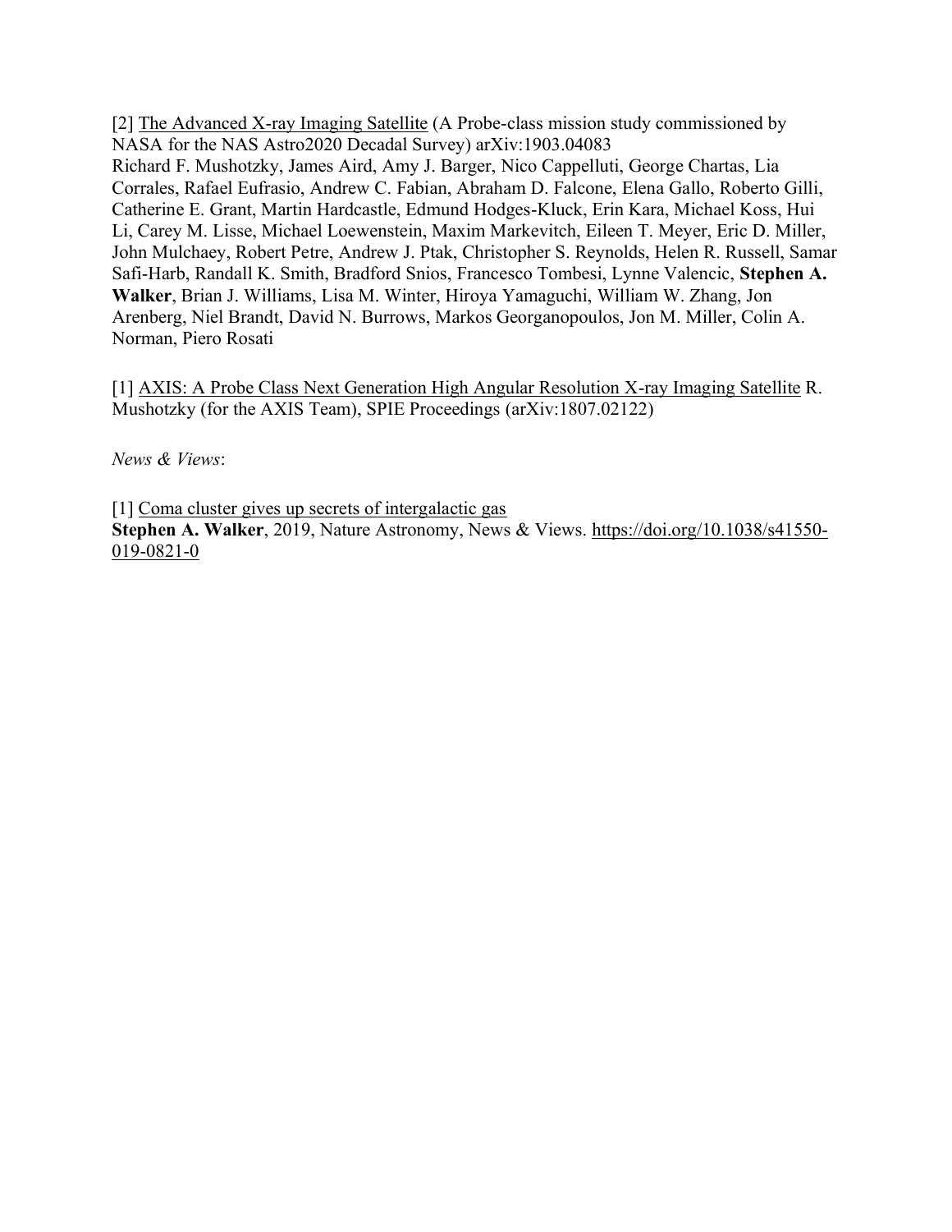[2] The Advanced X-ray Imaging Satellite (A Probe-class mission study commissioned by NASA for the NAS Astro2020 Decadal Survey) arXiv:1903.04083
Richard F. Mushotzky, James Aird, Amy J. Barger, Nico Cappelluti, George Chartas, Lia Corrales, Rafael Eufrasio, Andrew C. Fabian, Abraham D. Falcone, Elena Gallo, Roberto Gilli, Catherine E. Grant, Martin Hardcastle, Edmund Hodges-Kluck, Erin Kara, Michael Koss, Hui Li, Carey M. Lisse, Michael Loewenstein, Maxim Markevitch, Eileen T. Meyer, Eric D. Miller, John Mulchaey, Robert Petre, Andrew J. Ptak, Christopher S. Reynolds, Helen R. Russell, Samar Safi-Harb, Randall K. Smith, Bradford Snios, Francesco Tombesi, Lynne Valencic, **Stephen A. Walker**, Brian J. Williams, Lisa M. Winter, Hiroya Yamaguchi, William W. Zhang, Jon Arenberg, Niel Brandt, David N. Burrows, Markos Georganopoulos, Jon M. Miller, Colin A. Norman, Piero Rosati

[1] AXIS: A Probe Class Next Generation High Angular Resolution X-ray Imaging Satellite R. Mushotzky (for the AXIS Team), SPIE Proceedings (arXiv:1807.02122)

*News & Views*:

[1] Coma cluster gives up secrets of intergalactic gas
**Stephen A. Walker**, 2019, Nature Astronomy, News & Views. https://doi.org/10.1038/s41550-019-0821-0